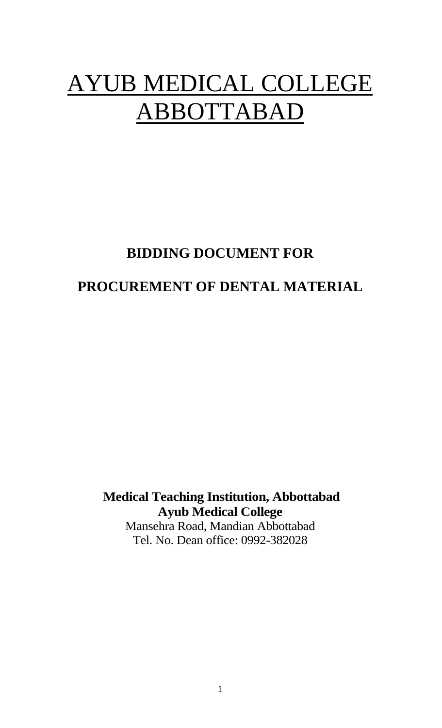# AYUB MEDICAL COLLEGE ABBOTTABAD

## BIDDING DOCUMENT FOR

## PROCUREMENT OF DENTAL MATERIAL

**Medical Teaching Institution, Abbottabad**
**Ayub Medical College**
Mansehra Road, Mandian Abbottabad
Tel. No. Dean office: 0992-382028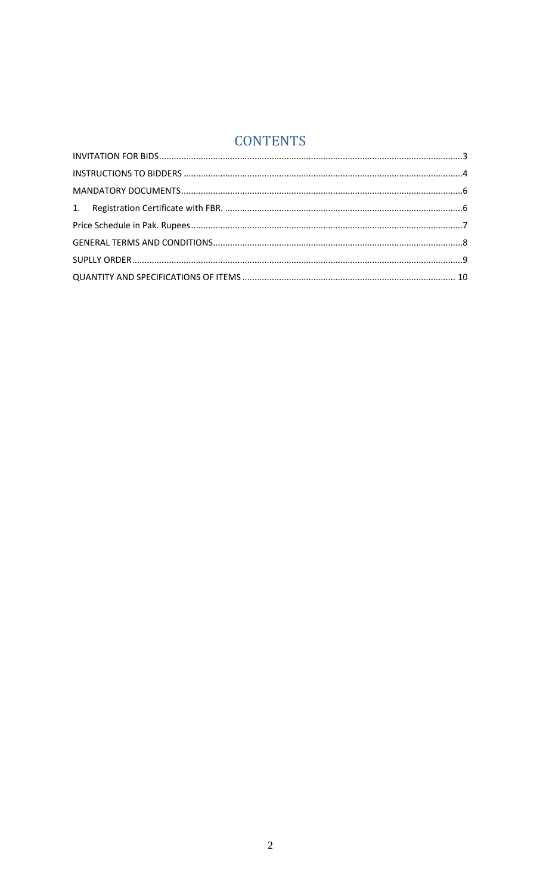# CONTENTS

INVITATION FOR BIDS....................................................................................................................3

INSTRUCTIONS TO BIDDERS .........................................................................................................4

MANDATORY DOCUMENTS...........................................................................................................6

1. Registration Certificate with FBR. ..........................................................................................6

Price Schedule in Pak. Rupees.......................................................................................................7

GENERAL TERMS AND CONDITIONS.............................................................................................8

SUPLLY ORDER.............................................................................................................................9

QUANTITY AND SPECIFICATIONS OF ITEMS ............................................................................... 10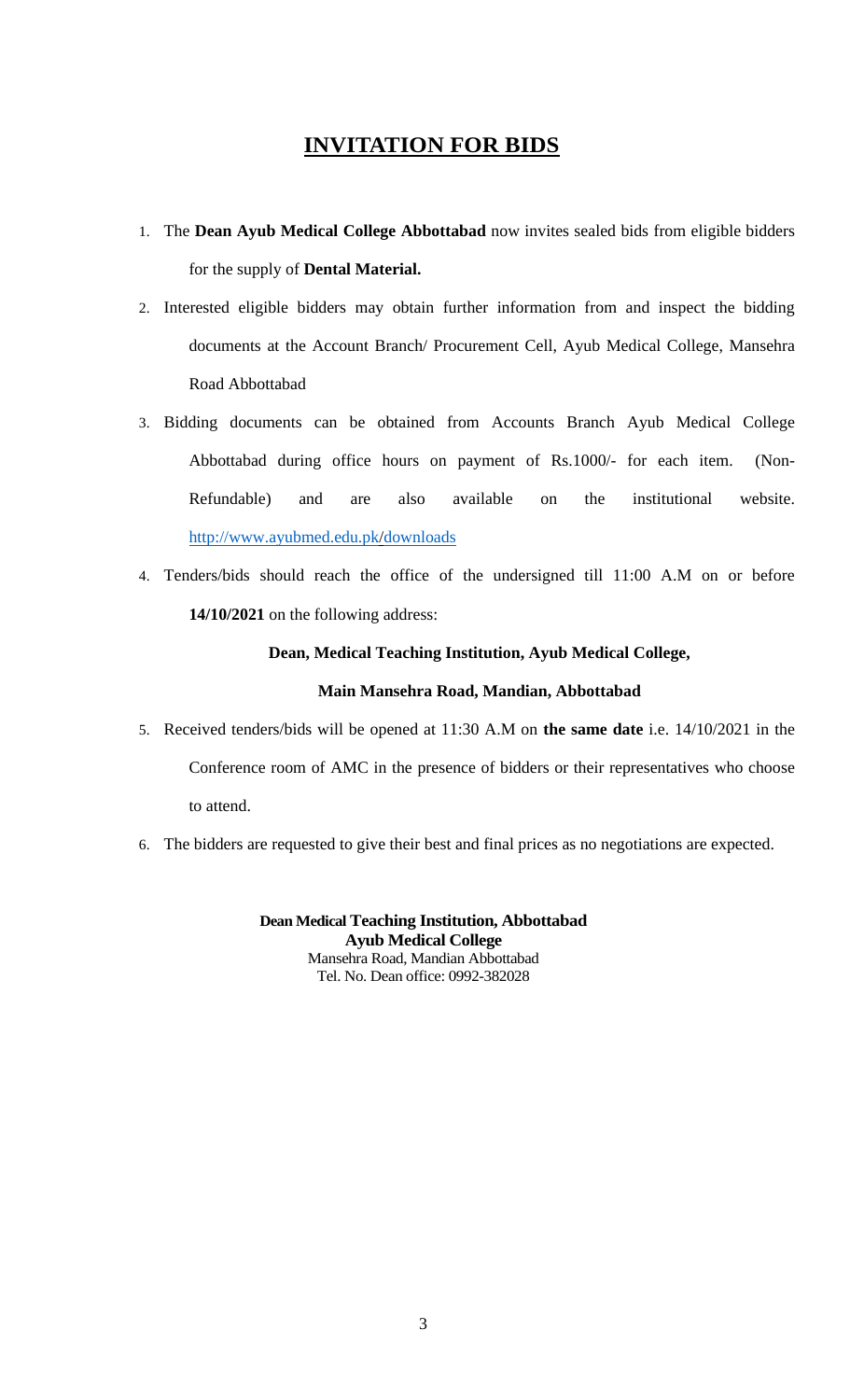# INVITATION FOR BIDS

1. The **Dean Ayub Medical College Abbottabad** now invites sealed bids from eligible bidders for the supply of **Dental Material.**

2. Interested eligible bidders may obtain further information from and inspect the bidding documents at the Account Branch/ Procurement Cell, Ayub Medical College, Mansehra Road Abbottabad

3. Bidding documents can be obtained from Accounts Branch Ayub Medical College Abbottabad during office hours on payment of Rs.1000/- for each item. (Non-Refundable) and are also available on the institutional website. http://www.ayubmed.edu.pk/downloads

4. Tenders/bids should reach the office of the undersigned till 11:00 A.M on or before **14/10/2021** on the following address:

   **Dean, Medical Teaching Institution, Ayub Medical College,**

   **Main Mansehra Road, Mandian, Abbottabad**

5. Received tenders/bids will be opened at 11:30 A.M on **the same date** i.e. 14/10/2021 in the Conference room of AMC in the presence of bidders or their representatives who choose to attend.

6. The bidders are requested to give their best and final prices as no negotiations are expected.

**Dean Medical Teaching Institution, Abbottabad**
**Ayub Medical College**
Mansehra Road, Mandian Abbottabad
Tel. No. Dean office: 0992-382028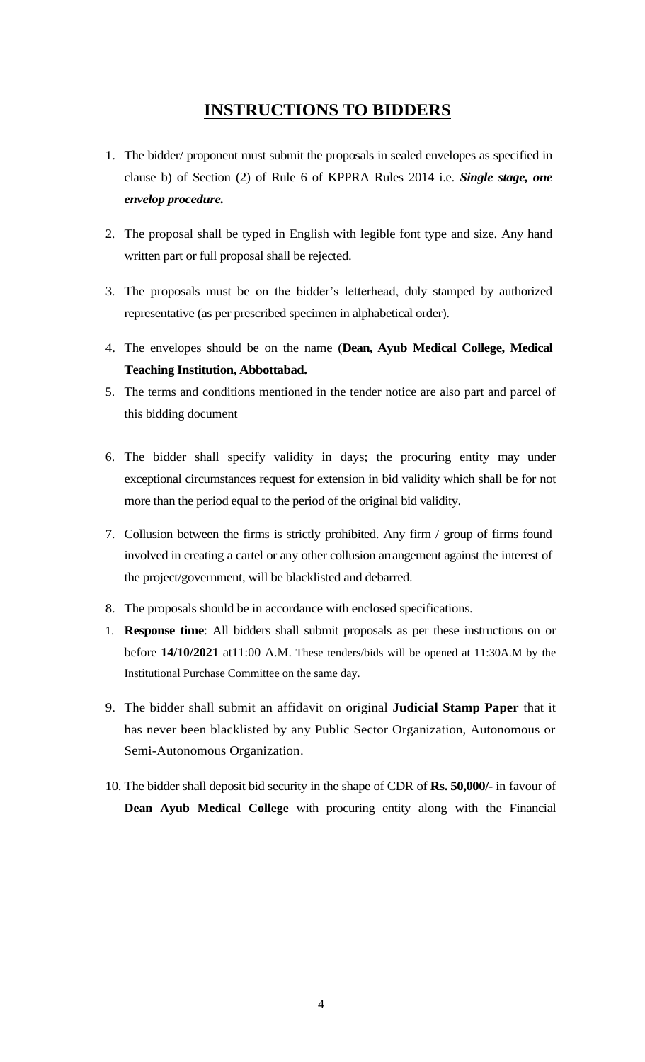# INSTRUCTIONS TO BIDDERS

1. The bidder/ proponent must submit the proposals in sealed envelopes as specified in clause b) of Section (2) of Rule 6 of KPPRA Rules 2014 i.e. ***Single stage, one envelop procedure.***

2. The proposal shall be typed in English with legible font type and size. Any hand written part or full proposal shall be rejected.

3. The proposals must be on the bidder's letterhead, duly stamped by authorized representative (as per prescribed specimen in alphabetical order).

4. The envelopes should be on the name (**Dean, Ayub Medical College, Medical Teaching Institution, Abbottabad.**

5. The terms and conditions mentioned in the tender notice are also part and parcel of this bidding document

6. The bidder shall specify validity in days; the procuring entity may under exceptional circumstances request for extension in bid validity which shall be for not more than the period equal to the period of the original bid validity.

7. Collusion between the firms is strictly prohibited. Any firm / group of firms found involved in creating a cartel or any other collusion arrangement against the interest of the project/government, will be blacklisted and debarred.

8. The proposals should be in accordance with enclosed specifications.

1. **Response time**: All bidders shall submit proposals as per these instructions on or before **14/10/2021** at11:00 A.M. These tenders/bids will be opened at 11:30A.M by the Institutional Purchase Committee on the same day.

9. The bidder shall submit an affidavit on original **Judicial Stamp Paper** that it has never been blacklisted by any Public Sector Organization, Autonomous or Semi-Autonomous Organization.

10. The bidder shall deposit bid security in the shape of CDR of **Rs. 50,000/-** in favour of **Dean Ayub Medical College** with procuring entity along with the Financial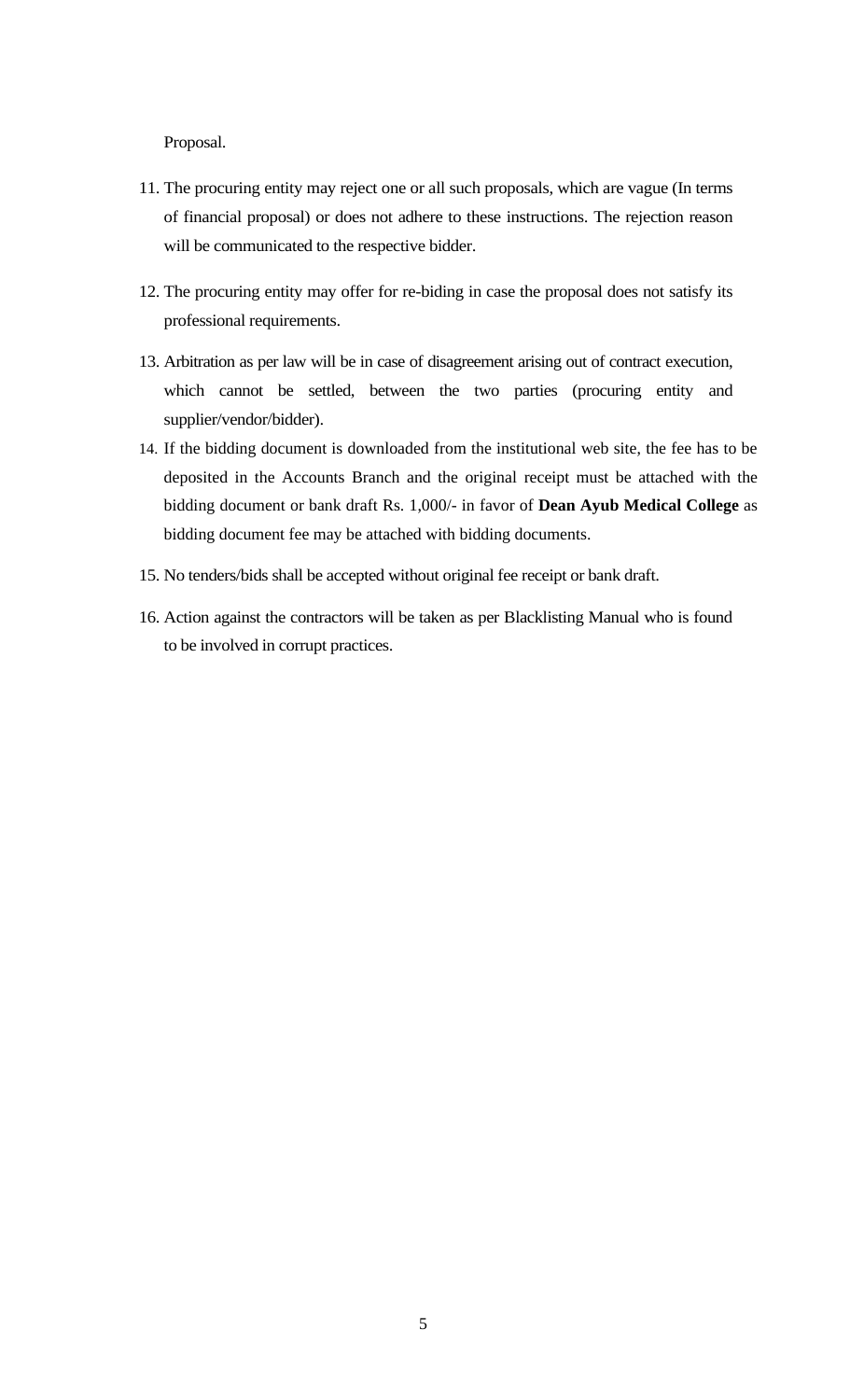Proposal.

11. The procuring entity may reject one or all such proposals, which are vague (In terms of financial proposal) or does not adhere to these instructions. The rejection reason will be communicated to the respective bidder.

12. The procuring entity may offer for re-biding in case the proposal does not satisfy its professional requirements.

13. Arbitration as per law will be in case of disagreement arising out of contract execution, which cannot be settled, between the two parties (procuring entity and supplier/vendor/bidder).

14. If the bidding document is downloaded from the institutional web site, the fee has to be deposited in the Accounts Branch and the original receipt must be attached with the bidding document or bank draft Rs. 1,000/- in favor of **Dean Ayub Medical College** as bidding document fee may be attached with bidding documents.

15. No tenders/bids shall be accepted without original fee receipt or bank draft.

16. Action against the contractors will be taken as per Blacklisting Manual who is found to be involved in corrupt practices.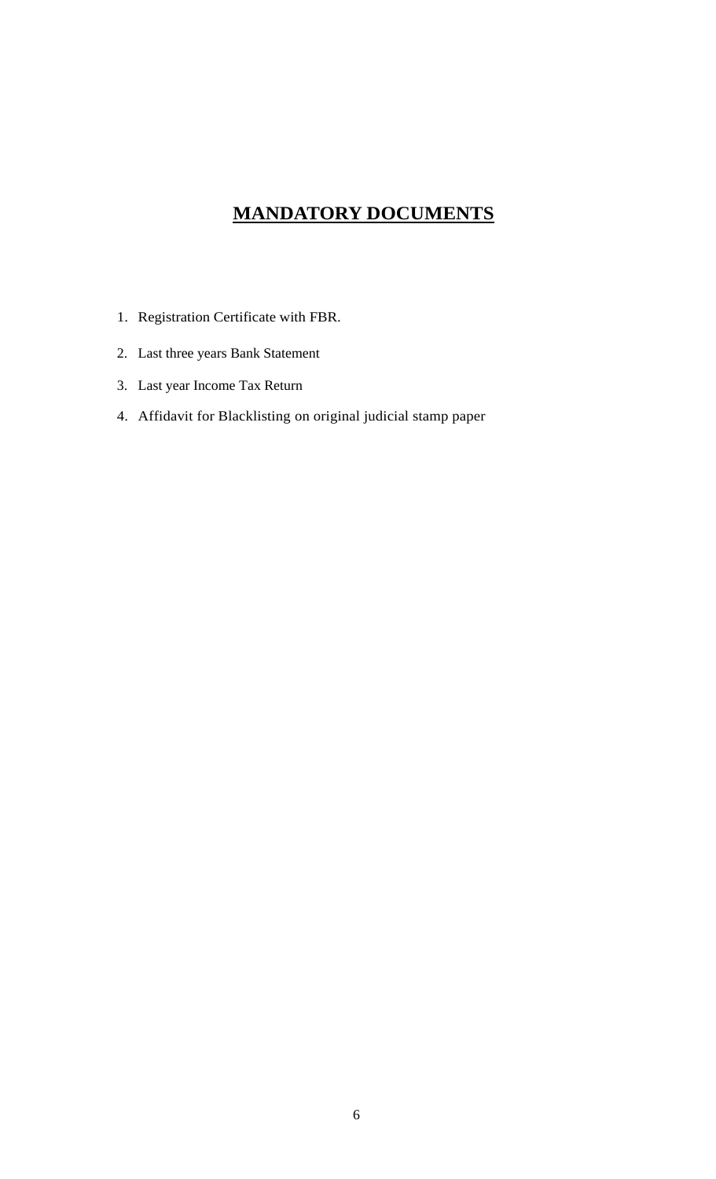# **MANDATORY DOCUMENTS**

1. Registration Certificate with FBR.
2. Last three years Bank Statement
3. Last year Income Tax Return
4. Affidavit for Blacklisting on original judicial stamp paper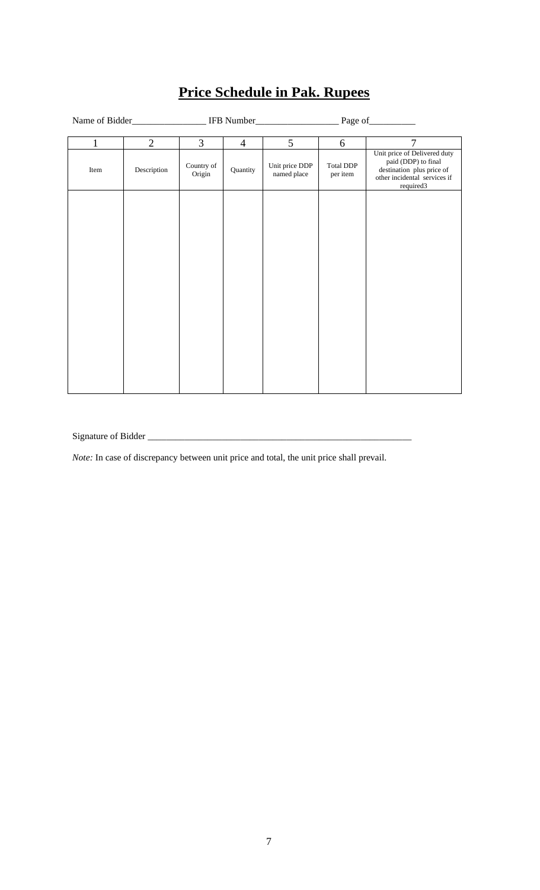# **Price Schedule in Pak. Rupees**

Name of Bidder________________ IFB Number__________________ Page of__________

| 1 | 2 | 3 | 4 | 5 | 6 | 7 |
|---|---|---|---|---|---|---|
| Item | Description | Country of Origin | Quantity | Unit price DDP named place | Total DDP per item | Unit price of Delivered duty paid (DDP) to final destination plus price of other incidental services if required3 |
| | | | | | | |

Signature of Bidder ___________________________________________________________

*Note:* In case of discrepancy between unit price and total, the unit price shall prevail.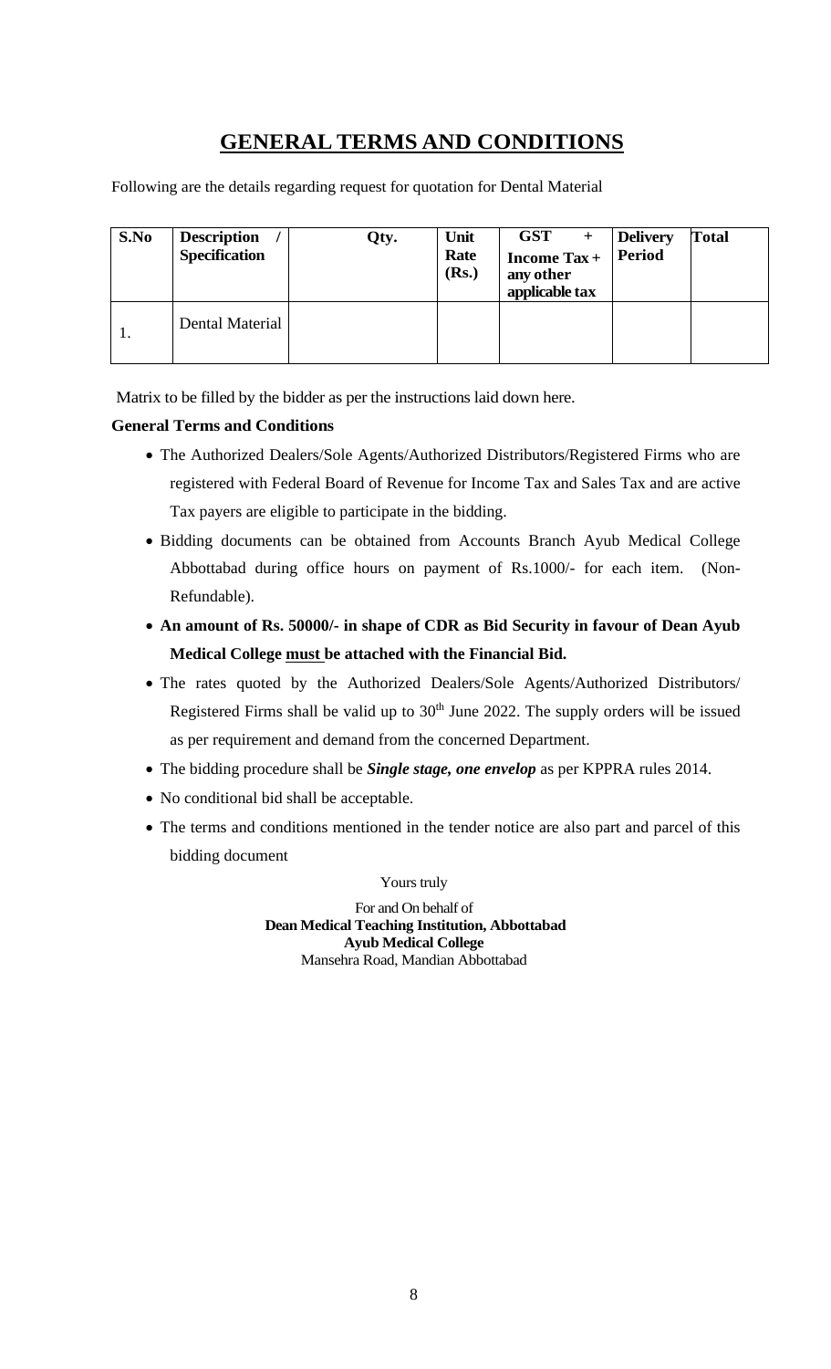# GENERAL TERMS AND CONDITIONS

Following are the details regarding request for quotation for Dental Material

| S.No | Description / Specification | Qty. | Unit Rate (Rs.) | GST + Income Tax + any other applicable tax | Delivery Period | Total |
|---|---|---|---|---|---|---|
| 1. | Dental Material | | | | | |

Matrix to be filled by the bidder as per the instructions laid down here.

**General Terms and Conditions**

- The Authorized Dealers/Sole Agents/Authorized Distributors/Registered Firms who are registered with Federal Board of Revenue for Income Tax and Sales Tax and are active Tax payers are eligible to participate in the bidding.
- Bidding documents can be obtained from Accounts Branch Ayub Medical College Abbottabad during office hours on payment of Rs.1000/- for each item. (Non-Refundable).
- **An amount of Rs. 50000/- in shape of CDR as Bid Security in favour of Dean Ayub Medical College <u>must</u> be attached with the Financial Bid.**
- The rates quoted by the Authorized Dealers/Sole Agents/Authorized Distributors/ Registered Firms shall be valid up to 30th June 2022. The supply orders will be issued as per requirement and demand from the concerned Department.
- The bidding procedure shall be ***Single stage, one envelop*** as per KPPRA rules 2014.
- No conditional bid shall be acceptable.
- The terms and conditions mentioned in the tender notice are also part and parcel of this bidding document

Yours truly

For and On behalf of
**Dean Medical Teaching Institution, Abbottabad**
**Ayub Medical College**
Mansehra Road, Mandian Abbottabad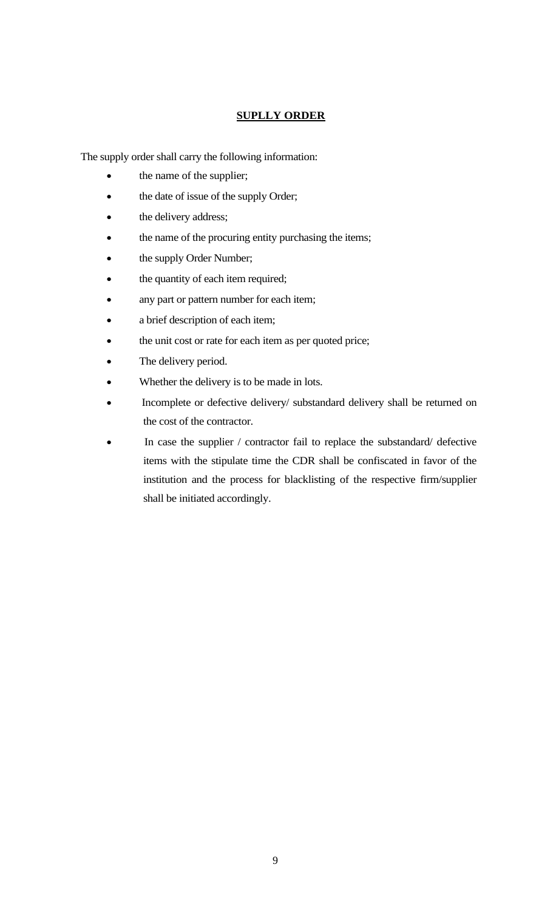## **SUPLLY ORDER**

The supply order shall carry the following information:

- the name of the supplier;
- the date of issue of the supply Order;
- the delivery address;
- the name of the procuring entity purchasing the items;
- the supply Order Number;
- the quantity of each item required;
- any part or pattern number for each item;
- a brief description of each item;
- the unit cost or rate for each item as per quoted price;
- The delivery period.
- Whether the delivery is to be made in lots.
- Incomplete or defective delivery/ substandard delivery shall be returned on the cost of the contractor.
- In case the supplier / contractor fail to replace the substandard/ defective items with the stipulate time the CDR shall be confiscated in favor of the institution and the process for blacklisting of the respective firm/supplier shall be initiated accordingly.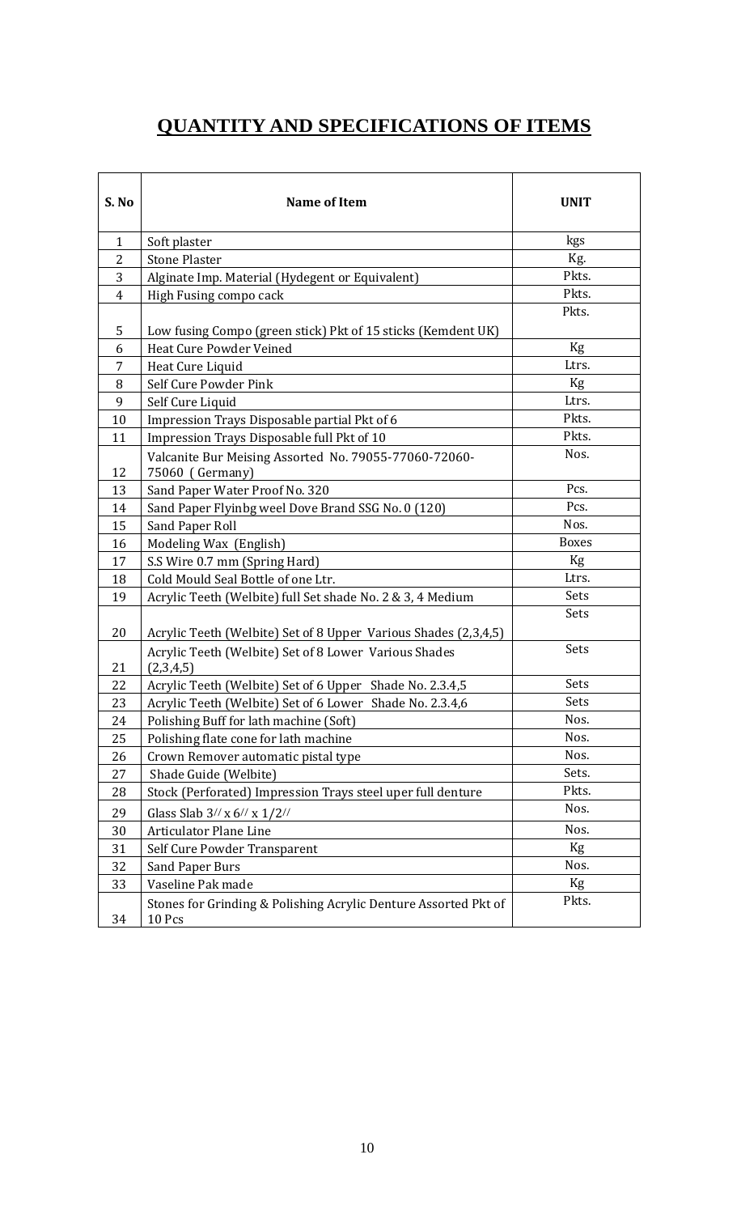# QUANTITY AND SPECIFICATIONS OF ITEMS

| S. No | Name of Item | UNIT |
|---|---|---|
| 1 | Soft plaster | kgs |
| 2 | Stone Plaster | Kg. |
| 3 | Alginate Imp. Material (Hydegent or Equivalent) | Pkts. |
| 4 | High Fusing compo cack | Pkts. |
| 5 | Low fusing Compo (green stick) Pkt of 15 sticks (Kemdent UK) | Pkts. |
| 6 | Heat Cure Powder Veined | Kg |
| 7 | Heat Cure Liquid | Ltrs. |
| 8 | Self Cure Powder Pink | Kg |
| 9 | Self Cure Liquid | Ltrs. |
| 10 | Impression Trays Disposable partial Pkt of 6 | Pkts. |
| 11 | Impression Trays Disposable full Pkt of 10 | Pkts. |
| 12 | Valcanite Bur Meising Assorted No. 79055-77060-72060-75060 ( Germany) | Nos. |
| 13 | Sand Paper Water Proof No. 320 | Pcs. |
| 14 | Sand Paper Flyinbg weel Dove Brand SSG No. 0 (120) | Pcs. |
| 15 | Sand Paper Roll | Nos. |
| 16 | Modeling Wax (English) | Boxes |
| 17 | S.S Wire 0.7 mm (Spring Hard) | Kg |
| 18 | Cold Mould Seal Bottle of one Ltr. | Ltrs. |
| 19 | Acrylic Teeth (Welbite) full Set shade No. 2 & 3, 4 Medium | Sets |
| 20 | Acrylic Teeth (Welbite) Set of 8 Upper Various Shades (2,3,4,5) | Sets |
| 21 | Acrylic Teeth (Welbite) Set of 8 Lower Various Shades (2,3,4,5) | Sets |
| 22 | Acrylic Teeth (Welbite) Set of 6 Upper Shade No. 2.3.4,5 | Sets |
| 23 | Acrylic Teeth (Welbite) Set of 6 Lower Shade No. 2.3.4,6 | Sets |
| 24 | Polishing Buff for lath machine (Soft) | Nos. |
| 25 | Polishing flate cone for lath machine | Nos. |
| 26 | Crown Remover automatic pistal type | Nos. |
| 27 | Shade Guide (Welbite) | Sets. |
| 28 | Stock (Perforated) Impression Trays steel uper full denture | Pkts. |
| 29 | Glass Slab 3// x 6// x 1/2// | Nos. |
| 30 | Articulator Plane Line | Nos. |
| 31 | Self Cure Powder Transparent | Kg |
| 32 | Sand Paper Burs | Nos. |
| 33 | Vaseline Pak made | Kg |
| 34 | Stones for Grinding & Polishing Acrylic Denture Assorted Pkt of 10 Pcs | Pkts. |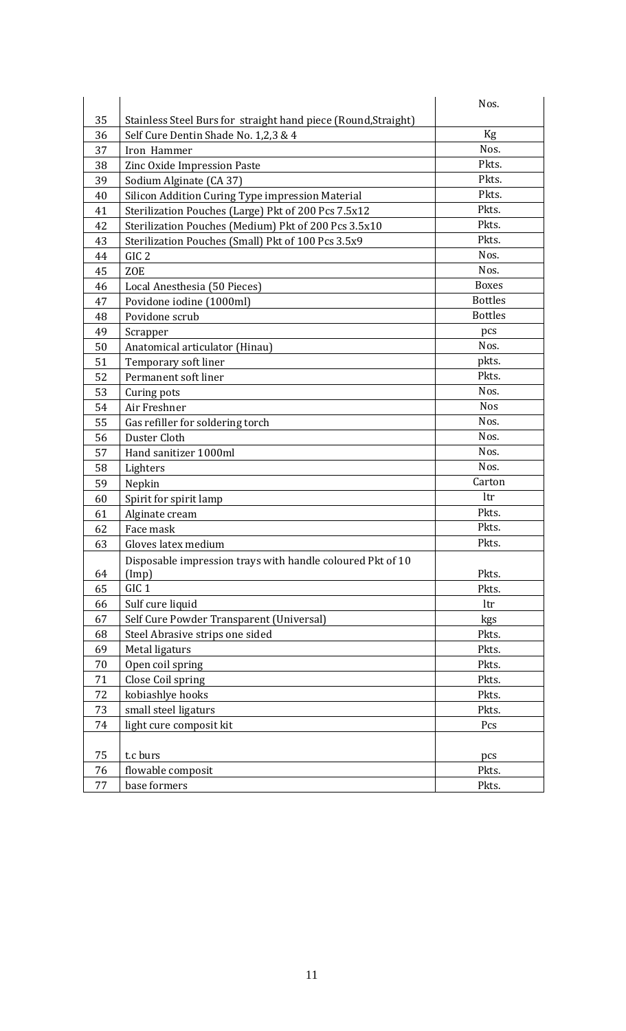| | | Nos. |
|---|---|---|
| 35 | Stainless Steel Burs for straight hand piece (Round,Straight) | |
| 36 | Self Cure Dentin Shade No. 1,2,3 & 4 | Kg |
| 37 | Iron Hammer | Nos. |
| 38 | Zinc Oxide Impression Paste | Pkts. |
| 39 | Sodium Alginate (CA 37) | Pkts. |
| 40 | Silicon Addition Curing Type impression Material | Pkts. |
| 41 | Sterilization Pouches (Large) Pkt of 200 Pcs 7.5x12 | Pkts. |
| 42 | Sterilization Pouches (Medium) Pkt of 200 Pcs 3.5x10 | Pkts. |
| 43 | Sterilization Pouches (Small) Pkt of 100 Pcs 3.5x9 | Pkts. |
| 44 | GIC 2 | Nos. |
| 45 | ZOE | Nos. |
| 46 | Local Anesthesia (50 Pieces) | Boxes |
| 47 | Povidone iodine (1000ml) | Bottles |
| 48 | Povidone scrub | Bottles |
| 49 | Scrapper | pcs |
| 50 | Anatomical articulator (Hinau) | Nos. |
| 51 | Temporary soft liner | pkts. |
| 52 | Permanent soft liner | Pkts. |
| 53 | Curing pots | Nos. |
| 54 | Air Freshner | Nos |
| 55 | Gas refiller for soldering torch | Nos. |
| 56 | Duster Cloth | Nos. |
| 57 | Hand sanitizer 1000ml | Nos. |
| 58 | Lighters | Nos. |
| 59 | Nepkin | Carton |
| 60 | Spirit for spirit lamp | ltr |
| 61 | Alginate cream | Pkts. |
| 62 | Face mask | Pkts. |
| 63 | Gloves latex medium | Pkts. |
| 64 | Disposable impression trays with handle coloured Pkt of 10 (Imp) | Pkts. |
| 65 | GIC 1 | Pkts. |
| 66 | Sulf cure liquid | ltr |
| 67 | Self Cure Powder Transparent (Universal) | kgs |
| 68 | Steel Abrasive strips one sided | Pkts. |
| 69 | Metal ligaturs | Pkts. |
| 70 | Open coil spring | Pkts. |
| 71 | Close Coil spring | Pkts. |
| 72 | kobiashlye hooks | Pkts. |
| 73 | small steel ligaturs | Pkts. |
| 74 | light cure composit kit | Pcs |
| 75 | t.c burs | pcs |
| 76 | flowable composit | Pkts. |
| 77 | base formers | Pkts. |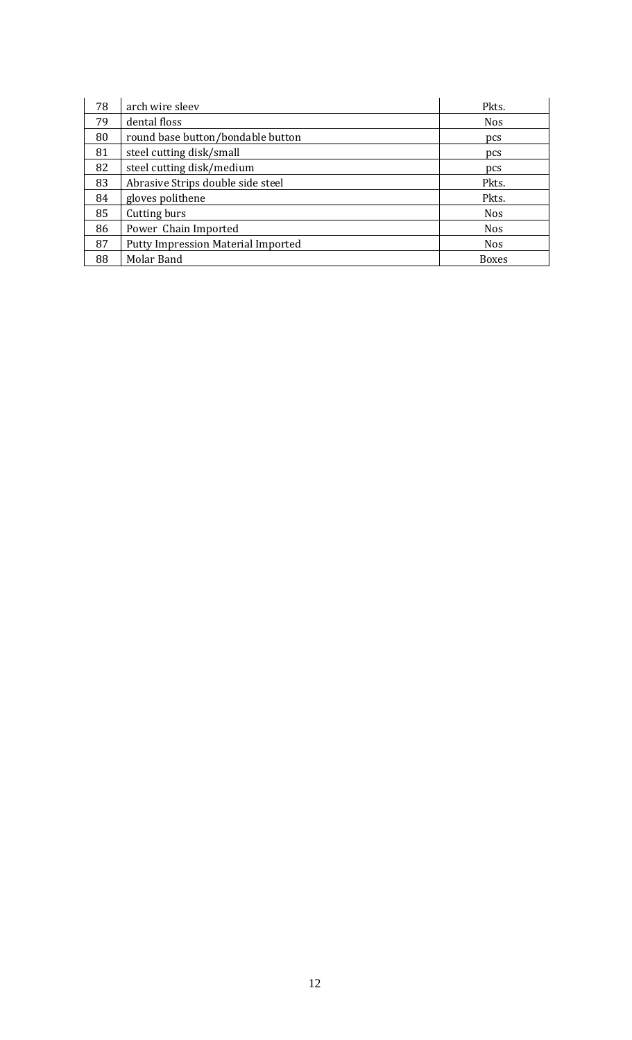| | | |
|---|---|---|
| 78 | arch wire sleev | Pkts. |
| 79 | dental floss | Nos |
| 80 | round base button/bondable button | pcs |
| 81 | steel cutting disk/small | pcs |
| 82 | steel cutting disk/medium | pcs |
| 83 | Abrasive Strips double side steel | Pkts. |
| 84 | gloves polithene | Pkts. |
| 85 | Cutting burs | Nos |
| 86 | Power Chain Imported | Nos |
| 87 | Putty Impression Material Imported | Nos |
| 88 | Molar Band | Boxes |